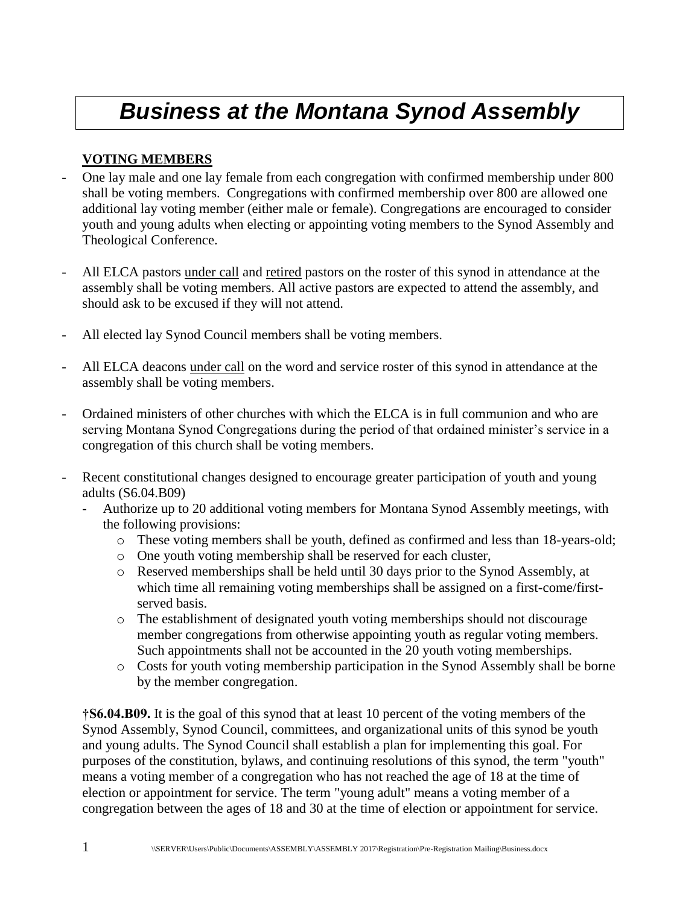# *Business at the Montana Synod Assembly*

**VOTING MEMBERS**

- One lay male and one lay female from each congregation with confirmed membership under 800 shall be voting members. Congregations with confirmed membership over 800 are allowed one additional lay voting member (either male or female). Congregations are encouraged to consider youth and young adults when electing or appointing voting members to the Synod Assembly and Theological Conference.
- All ELCA pastors <u>under call</u> and <u>retired</u> pastors on the roster of this synod in attendance at the assembly shall be voting members. All active pastors are expected to attend the assembly, and should ask to be excused if they will not attend.
- All elected lay Synod Council members shall be voting members.
- All ELCA deacons <u>under call</u> on the word and service roster of this synod in attendance at the assembly shall be voting members.
- Ordained ministers of other churches with which the ELCA is in full communion and who are serving Montana Synod Congregations during the period of that ordained minister's service in a congregation of this church shall be voting members.
- Recent constitutional changes designed to encourage greater participation of youth and young adults (S6.04.B09)
  - Authorize up to 20 additional voting members for Montana Synod Assembly meetings, with the following provisions:
    - These voting members shall be youth, defined as confirmed and less than 18-years-old;
    - One youth voting membership shall be reserved for each cluster,
    - Reserved memberships shall be held until 30 days prior to the Synod Assembly, at which time all remaining voting memberships shall be assigned on a first-come/first-served basis.
    - The establishment of designated youth voting memberships should not discourage member congregations from otherwise appointing youth as regular voting members. Such appointments shall not be accounted in the 20 youth voting memberships.
    - Costs for youth voting membership participation in the Synod Assembly shall be borne by the member congregation.

**†S6.04.B09.** It is the goal of this synod that at least 10 percent of the voting members of the Synod Assembly, Synod Council, committees, and organizational units of this synod be youth and young adults. The Synod Council shall establish a plan for implementing this goal. For purposes of the constitution, bylaws, and continuing resolutions of this synod, the term "youth" means a voting member of a congregation who has not reached the age of 18 at the time of election or appointment for service. The term "young adult" means a voting member of a congregation between the ages of 18 and 30 at the time of election or appointment for service.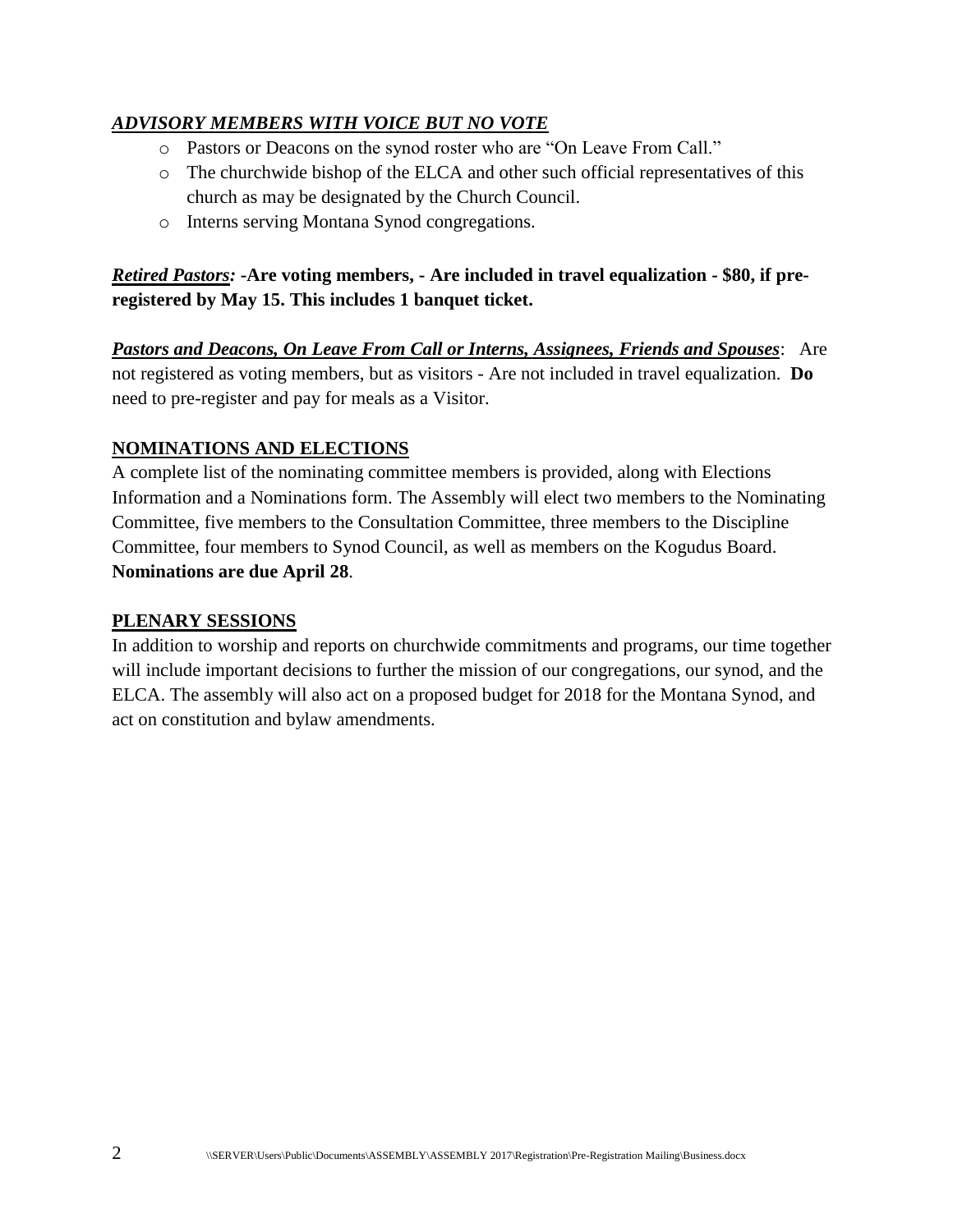***ADVISORY MEMBERS WITH VOICE BUT NO VOTE***

- Pastors or Deacons on the synod roster who are "On Leave From Call."
- The churchwide bishop of the ELCA and other such official representatives of this church as may be designated by the Church Council.
- Interns serving Montana Synod congregations.

***Retired Pastors:*** **-Are voting members, - Are included in travel equalization - $80, if pre-registered by May 15. This includes 1 banquet ticket.**

***Pastors and Deacons, On Leave From Call or Interns, Assignees, Friends and Spouses***: Are not registered as voting members, but as visitors - Are not included in travel equalization. **Do** need to pre-register and pay for meals as a Visitor.

**NOMINATIONS AND ELECTIONS**

A complete list of the nominating committee members is provided, along with Elections Information and a Nominations form. The Assembly will elect two members to the Nominating Committee, five members to the Consultation Committee, three members to the Discipline Committee, four members to Synod Council, as well as members on the Kogudus Board. **Nominations are due April 28**.

**PLENARY SESSIONS**

In addition to worship and reports on churchwide commitments and programs, our time together will include important decisions to further the mission of our congregations, our synod, and the ELCA. The assembly will also act on a proposed budget for 2018 for the Montana Synod, and act on constitution and bylaw amendments.